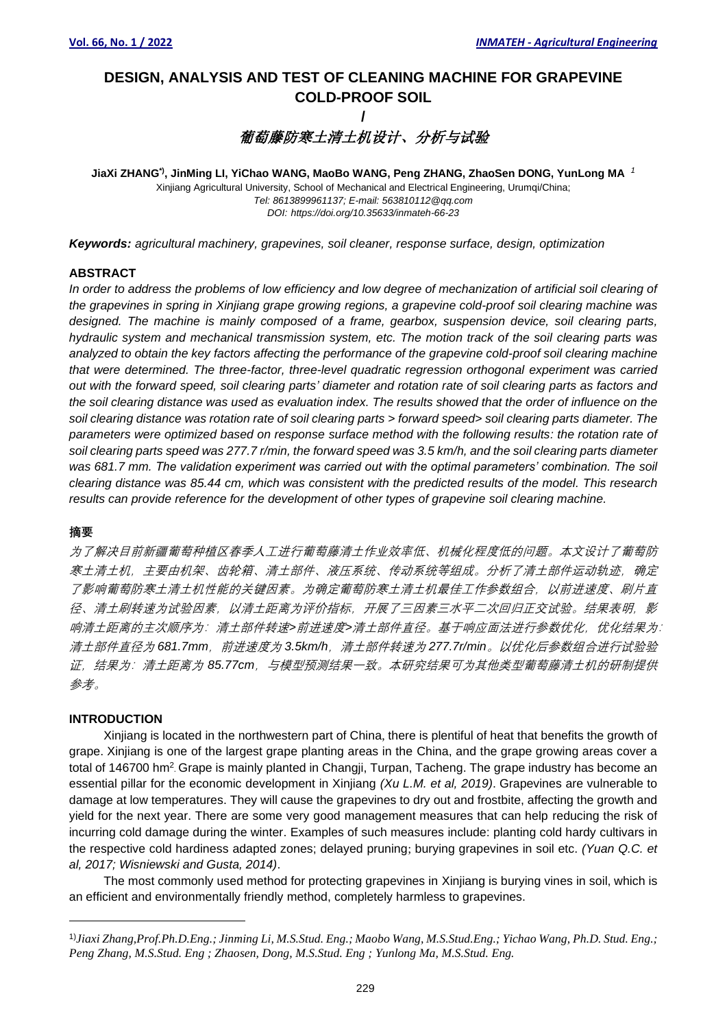# DESIGN, ANALYSIS AND TEST OF CLEANING MACHINE FOR GRAPEVINE COLD-PROOF SOIL

/

# *葡萄藤防寒土清土机设计、分析与试验*

**JiaXi ZHANG[*)], JinMing LI, YiChao WANG, MaoBo WANG, Peng ZHANG, ZhaoSen DONG, YunLong MA** [1]

Xinjiang Agricultural University, School of Mechanical and Electrical Engineering, Urumqi/China;
*Tel: 8613899961137; E-mail: 563810112@qq.com*
*DOI: https://doi.org/10.35633/inmateh-66-23*

***Keywords:*** *agricultural machinery, grapevines, soil cleaner, response surface, design, optimization*

### ABSTRACT

*In order to address the problems of low efficiency and low degree of mechanization of artificial soil clearing of the grapevines in spring in Xinjiang grape growing regions, a grapevine cold-proof soil clearing machine was designed. The machine is mainly composed of a frame, gearbox, suspension device, soil clearing parts, hydraulic system and mechanical transmission system, etc. The motion track of the soil clearing parts was analyzed to obtain the key factors affecting the performance of the grapevine cold-proof soil clearing machine that were determined. The three-factor, three-level quadratic regression orthogonal experiment was carried out with the forward speed, soil clearing parts' diameter and rotation rate of soil clearing parts as factors and the soil clearing distance was used as evaluation index. The results showed that the order of influence on the soil clearing distance was rotation rate of soil clearing parts > forward speed> soil clearing parts diameter. The parameters were optimized based on response surface method with the following results: the rotation rate of soil clearing parts speed was 277.7 r/min, the forward speed was 3.5 km/h, and the soil clearing parts diameter was 681.7 mm. The validation experiment was carried out with the optimal parameters' combination. The soil clearing distance was 85.44 cm, which was consistent with the predicted results of the model. This research results can provide reference for the development of other types of grapevine soil clearing machine.*

### 摘要

*为了解决目前新疆葡萄种植区春季人工进行葡萄藤清土作业效率低、机械化程度低的问题。本文设计了葡萄防寒土清土机，主要由机架、齿轮箱、清土部件、液压系统、传动系统等组成。分析了清土部件运动轨迹，确定了影响葡萄防寒土清土机性能的关键因素。为确定葡萄防寒土清土机最佳工作参数组合，以前进速度、刷片直径、清土刷转速为试验因素，以清土距离为评价指标，开展了三因素三水平二次回归正交试验。结果表明，影响清土距离的主次顺序为：清土部件转速>前进速度>清土部件直径。基于响应面法进行参数优化，优化结果为：清土部件直径为 681.7mm，前进速度为 3.5km/h，清土部件转速为 277.7r/min。以优化后参数组合进行试验验证，结果为：清土距离为 85.77cm，与模型预测结果一致。本研究结果可为其他类型葡萄藤清土机的研制提供参考。*

### INTRODUCTION

Xinjiang is located in the northwestern part of China, there is plentiful of heat that benefits the growth of grape. Xinjiang is one of the largest grape planting areas in the China, and the grape growing areas cover a total of 146700 hm$^2$. Grape is mainly planted in Changji, Turpan, Tacheng. The grape industry has become an essential pillar for the economic development in Xinjiang *(Xu L.M. et al, 2019)*. Grapevines are vulnerable to damage at low temperatures. They will cause the grapevines to dry out and frostbite, affecting the growth and yield for the next year. There are some very good management measures that can help reducing the risk of incurring cold damage during the winter. Examples of such measures include: planting cold hardy cultivars in the respective cold hardiness adapted zones; delayed pruning; burying grapevines in soil etc. *(Yuan Q.C. et al, 2017; Wisniewski and Gusta, 2014)*.

The most commonly used method for protecting grapevines in Xinjiang is burying vines in soil, which is an efficient and environmentally friendly method, completely harmless to grapevines.

---

[1)] *Jiaxi Zhang,Prof.Ph.D.Eng.; Jinming Li, M.S.Stud. Eng.; Maobo Wang, M.S.Stud.Eng.; Yichao Wang, Ph.D. Stud. Eng.; Peng Zhang, M.S.Stud. Eng ; Zhaosen, Dong, M.S.Stud. Eng ; Yunlong Ma, M.S.Stud. Eng.*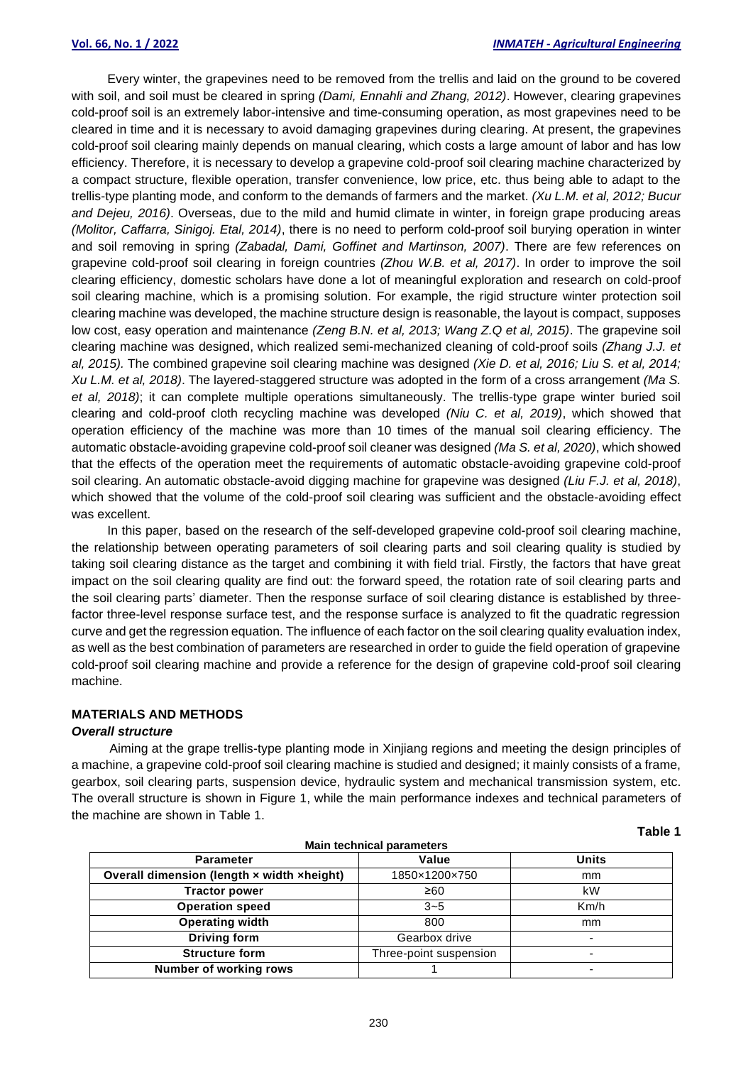Every winter, the grapevines need to be removed from the trellis and laid on the ground to be covered with soil, and soil must be cleared in spring *(Dami, Ennahli and Zhang, 2012)*. However, clearing grapevines cold-proof soil is an extremely labor-intensive and time-consuming operation, as most grapevines need to be cleared in time and it is necessary to avoid damaging grapevines during clearing. At present, the grapevines cold-proof soil clearing mainly depends on manual clearing, which costs a large amount of labor and has low efficiency. Therefore, it is necessary to develop a grapevine cold-proof soil clearing machine characterized by a compact structure, flexible operation, transfer convenience, low price, etc. thus being able to adapt to the trellis-type planting mode, and conform to the demands of farmers and the market. *(Xu L.M. et al, 2012; Bucur and Dejeu, 2016)*. Overseas, due to the mild and humid climate in winter, in foreign grape producing areas *(Molitor, Caffarra, Sinigoj. Etal, 2014)*, there is no need to perform cold-proof soil burying operation in winter and soil removing in spring *(Zabadal, Dami, Goffinet and Martinson, 2007)*. There are few references on grapevine cold-proof soil clearing in foreign countries *(Zhou W.B. et al, 2017)*. In order to improve the soil clearing efficiency, domestic scholars have done a lot of meaningful exploration and research on cold-proof soil clearing machine, which is a promising solution. For example, the rigid structure winter protection soil clearing machine was developed, the machine structure design is reasonable, the layout is compact, supposes low cost, easy operation and maintenance *(Zeng B.N. et al, 2013; Wang Z.Q et al, 2015)*. The grapevine soil clearing machine was designed, which realized semi-mechanized cleaning of cold-proof soils *(Zhang J.J. et al, 2015)*. The combined grapevine soil clearing machine was designed *(Xie D. et al, 2016; Liu S. et al, 2014; Xu L.M. et al, 2018)*. The layered-staggered structure was adopted in the form of a cross arrangement *(Ma S. et al, 2018)*; it can complete multiple operations simultaneously. The trellis-type grape winter buried soil clearing and cold-proof cloth recycling machine was developed *(Niu C. et al, 2019)*, which showed that operation efficiency of the machine was more than 10 times of the manual soil clearing efficiency. The automatic obstacle-avoiding grapevine cold-proof soil cleaner was designed *(Ma S. et al, 2020)*, which showed that the effects of the operation meet the requirements of automatic obstacle-avoiding grapevine cold-proof soil clearing. An automatic obstacle-avoid digging machine for grapevine was designed *(Liu F.J. et al, 2018)*, which showed that the volume of the cold-proof soil clearing was sufficient and the obstacle-avoiding effect was excellent.

In this paper, based on the research of the self-developed grapevine cold-proof soil clearing machine, the relationship between operating parameters of soil clearing parts and soil clearing quality is studied by taking soil clearing distance as the target and combining it with field trial. Firstly, the factors that have great impact on the soil clearing quality are find out: the forward speed, the rotation rate of soil clearing parts and the soil clearing parts' diameter. Then the response surface of soil clearing distance is established by three-factor three-level response surface test, and the response surface is analyzed to fit the quadratic regression curve and get the regression equation. The influence of each factor on the soil clearing quality evaluation index, as well as the best combination of parameters are researched in order to guide the field operation of grapevine cold-proof soil clearing machine and provide a reference for the design of grapevine cold-proof soil clearing machine.

## MATERIALS AND METHODS

### *Overall structure*

Aiming at the grape trellis-type planting mode in Xinjiang regions and meeting the design principles of a machine, a grapevine cold-proof soil clearing machine is studied and designed; it mainly consists of a frame, gearbox, soil clearing parts, suspension device, hydraulic system and mechanical transmission system, etc. The overall structure is shown in Figure 1, while the main performance indexes and technical parameters of the machine are shown in Table 1.

**Table 1**

**Main technical parameters**

| Parameter | Value | Units |
|---|---|---|
| **Overall dimension (length × width ×height)** | 1850×1200×750 | mm |
| **Tractor power** | ≥60 | kW |
| **Operation speed** | 3~5 | Km/h |
| **Operating width** | 800 | mm |
| **Driving form** | Gearbox drive | - |
| **Structure form** | Three-point suspension | - |
| **Number of working rows** | 1 | - |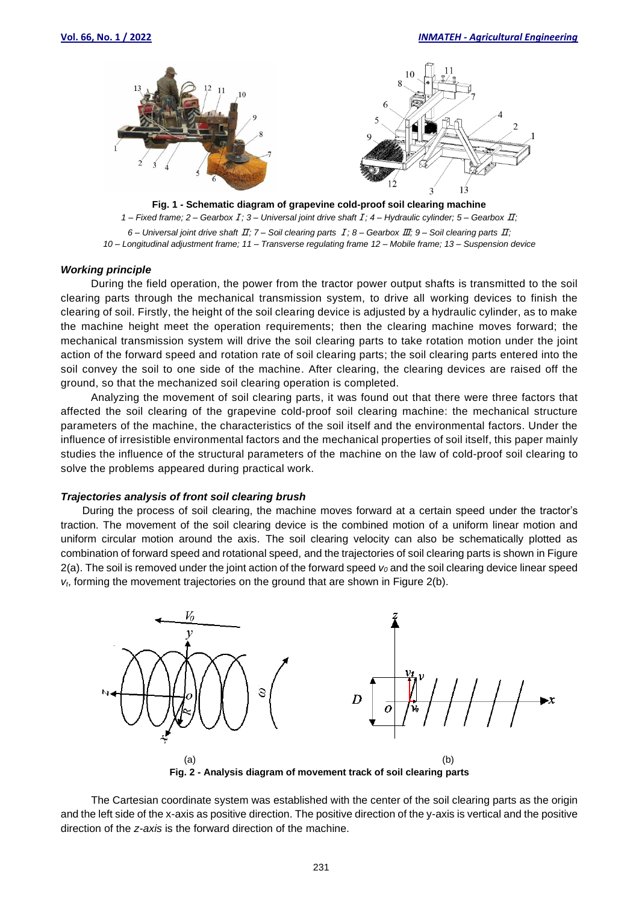**Fig. 1 - Schematic diagram of grapevine cold-proof soil clearing machine**

*1 – Fixed frame; 2 – Gearbox Ⅰ; 3 – Universal joint drive shaft Ⅰ; 4 – Hydraulic cylinder; 5 – Gearbox Ⅱ; 6 – Universal joint drive shaft Ⅱ; 7 – Soil clearing parts Ⅰ; 8 – Gearbox Ⅲ; 9 – Soil clearing parts Ⅱ; 10 – Longitudinal adjustment frame; 11 – Transverse regulating frame 12 – Mobile frame; 13 – Suspension device*

### *Working principle*

During the field operation, the power from the tractor power output shafts is transmitted to the soil clearing parts through the mechanical transmission system, to drive all working devices to finish the clearing of soil. Firstly, the height of the soil clearing device is adjusted by a hydraulic cylinder, as to make the machine height meet the operation requirements; then the clearing machine moves forward; the mechanical transmission system will drive the soil clearing parts to take rotation motion under the joint action of the forward speed and rotation rate of soil clearing parts; the soil clearing parts entered into the soil convey the soil to one side of the machine. After clearing, the clearing devices are raised off the ground, so that the mechanized soil clearing operation is completed.

Analyzing the movement of soil clearing parts, it was found out that there were three factors that affected the soil clearing of the grapevine cold-proof soil clearing machine: the mechanical structure parameters of the machine, the characteristics of the soil itself and the environmental factors. Under the influence of irresistible environmental factors and the mechanical properties of soil itself, this paper mainly studies the influence of the structural parameters of the machine on the law of cold-proof soil clearing to solve the problems appeared during practical work.

### *Trajectories analysis of front soil clearing brush*

During the process of soil clearing, the machine moves forward at a certain speed under the tractor's traction. The movement of the soil clearing device is the combined motion of a uniform linear motion and uniform circular motion around the axis. The soil clearing velocity can also be schematically plotted as combination of forward speed and rotational speed, and the trajectories of soil clearing parts is shown in Figure 2(a). The soil is removed under the joint action of the forward speed $v_0$ and the soil clearing device linear speed $v_t$, forming the movement trajectories on the ground that are shown in Figure 2(b).

(a) (b)

**Fig. 2 - Analysis diagram of movement track of soil clearing parts**

The Cartesian coordinate system was established with the center of the soil clearing parts as the origin and the left side of the x-axis as positive direction. The positive direction of the y-axis is vertical and the positive direction of the *z-axis* is the forward direction of the machine.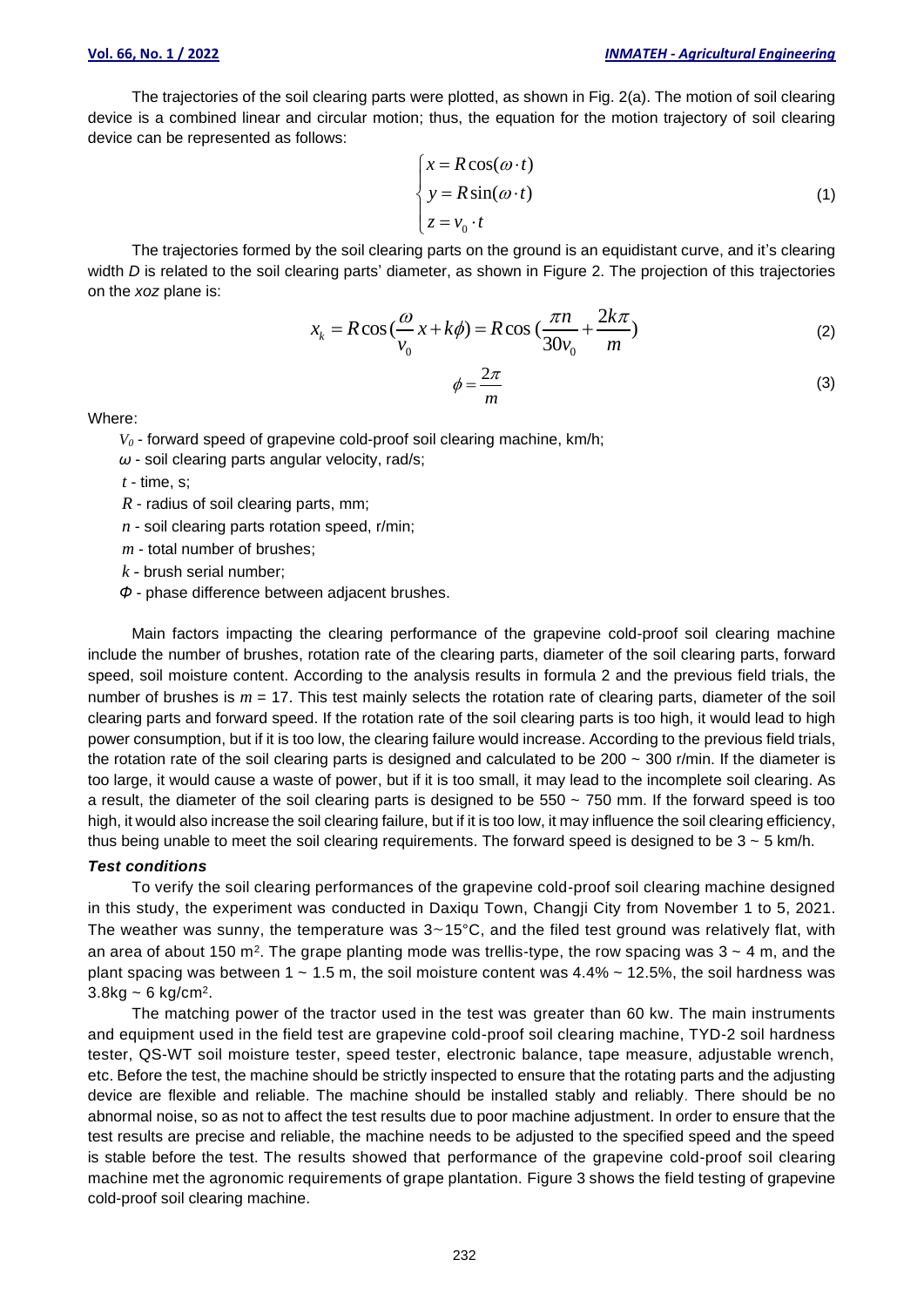The trajectories of the soil clearing parts were plotted, as shown in Fig. 2(a). The motion of soil clearing device is a combined linear and circular motion; thus, the equation for the motion trajectory of soil clearing device can be represented as follows:

$$\begin{cases} x = R\cos(\omega \cdot t) \\ y = R\sin(\omega \cdot t) \\ z = v_0 \cdot t \end{cases} \tag{1}$$

The trajectories formed by the soil clearing parts on the ground is an equidistant curve, and it's clearing width *D* is related to the soil clearing parts' diameter, as shown in Figure 2. The projection of this trajectories on the *xoz* plane is:

$$x_k = R\cos\left(\frac{\omega}{v_0}x + k\phi\right) = R\cos\left(\frac{\pi n}{30v_0} + \frac{2k\pi}{m}\right) \tag{2}$$

$$\phi = \frac{2\pi}{m} \tag{3}$$

Where:

$V_0$ - forward speed of grapevine cold-proof soil clearing machine, km/h;

$\omega$ - soil clearing parts angular velocity, rad/s;

$t$ - time, s;

$R$ - radius of soil clearing parts, mm;

$n$ - soil clearing parts rotation speed, r/min;

$m$ - total number of brushes;

$k$ - brush serial number;

$\Phi$ - phase difference between adjacent brushes.

Main factors impacting the clearing performance of the grapevine cold-proof soil clearing machine include the number of brushes, rotation rate of the clearing parts, diameter of the soil clearing parts, forward speed, soil moisture content. According to the analysis results in formula 2 and the previous field trials, the number of brushes is $m$ = 17. This test mainly selects the rotation rate of clearing parts, diameter of the soil clearing parts and forward speed. If the rotation rate of the soil clearing parts is too high, it would lead to high power consumption, but if it is too low, the clearing failure would increase. According to the previous field trials, the rotation rate of the soil clearing parts is designed and calculated to be 200 ~ 300 r/min. If the diameter is too large, it would cause a waste of power, but if it is too small, it may lead to the incomplete soil clearing. As a result, the diameter of the soil clearing parts is designed to be 550 ~ 750 mm. If the forward speed is too high, it would also increase the soil clearing failure, but if it is too low, it may influence the soil clearing efficiency, thus being unable to meet the soil clearing requirements. The forward speed is designed to be 3 ~ 5 km/h.

### *Test conditions*

To verify the soil clearing performances of the grapevine cold-proof soil clearing machine designed in this study, the experiment was conducted in Daxiqu Town, Changji City from November 1 to 5, 2021. The weather was sunny, the temperature was 3~15°C, and the filed test ground was relatively flat, with an area of about 150 m$^2$. The grape planting mode was trellis-type, the row spacing was 3 ~ 4 m, and the plant spacing was between 1 ~ 1.5 m, the soil moisture content was 4.4% ~ 12.5%, the soil hardness was 3.8kg ~ 6 kg/cm$^2$.

The matching power of the tractor used in the test was greater than 60 kw. The main instruments and equipment used in the field test are grapevine cold-proof soil clearing machine, TYD-2 soil hardness tester, QS-WT soil moisture tester, speed tester, electronic balance, tape measure, adjustable wrench, etc. Before the test, the machine should be strictly inspected to ensure that the rotating parts and the adjusting device are flexible and reliable. The machine should be installed stably and reliably. There should be no abnormal noise, so as not to affect the test results due to poor machine adjustment. In order to ensure that the test results are precise and reliable, the machine needs to be adjusted to the specified speed and the speed is stable before the test. The results showed that performance of the grapevine cold-proof soil clearing machine met the agronomic requirements of grape plantation. Figure 3 shows the field testing of grapevine cold-proof soil clearing machine.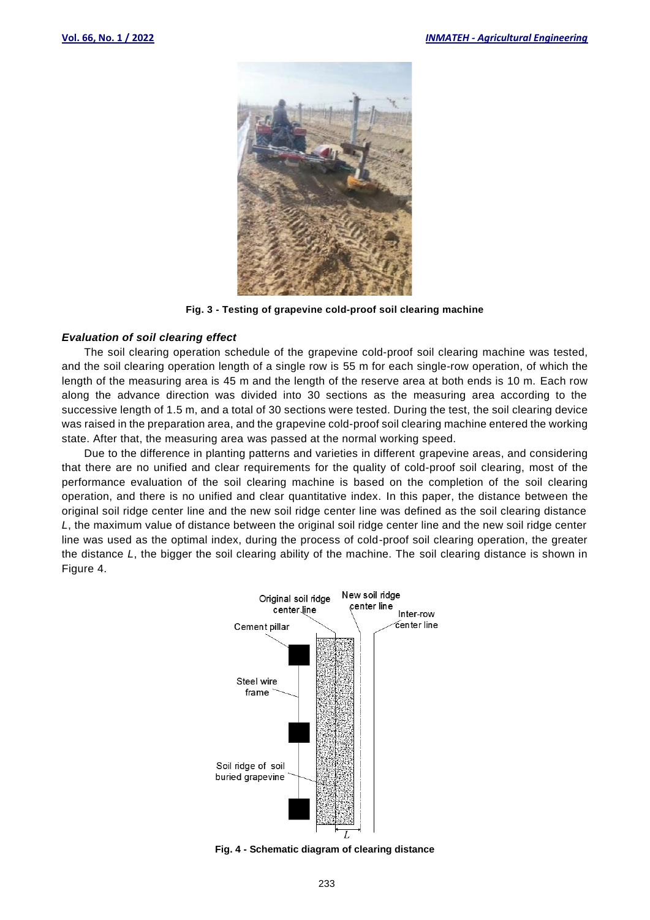Fig. 3 - Testing of grapevine cold-proof soil clearing machine

### *Evaluation of soil clearing effect*

The soil clearing operation schedule of the grapevine cold-proof soil clearing machine was tested, and the soil clearing operation length of a single row is 55 m for each single-row operation, of which the length of the measuring area is 45 m and the length of the reserve area at both ends is 10 m. Each row along the advance direction was divided into 30 sections as the measuring area according to the successive length of 1.5 m, and a total of 30 sections were tested. During the test, the soil clearing device was raised in the preparation area, and the grapevine cold-proof soil clearing machine entered the working state. After that, the measuring area was passed at the normal working speed.

Due to the difference in planting patterns and varieties in different grapevine areas, and considering that there are no unified and clear requirements for the quality of cold-proof soil clearing, most of the performance evaluation of the soil clearing machine is based on the completion of the soil clearing operation, and there is no unified and clear quantitative index. In this paper, the distance between the original soil ridge center line and the new soil ridge center line was defined as the soil clearing distance $L$, the maximum value of distance between the original soil ridge center line and the new soil ridge center line was used as the optimal index, during the process of cold-proof soil clearing operation, the greater the distance $L$, the bigger the soil clearing ability of the machine. The soil clearing distance is shown in Figure 4.

Fig. 4 - Schematic diagram of clearing distance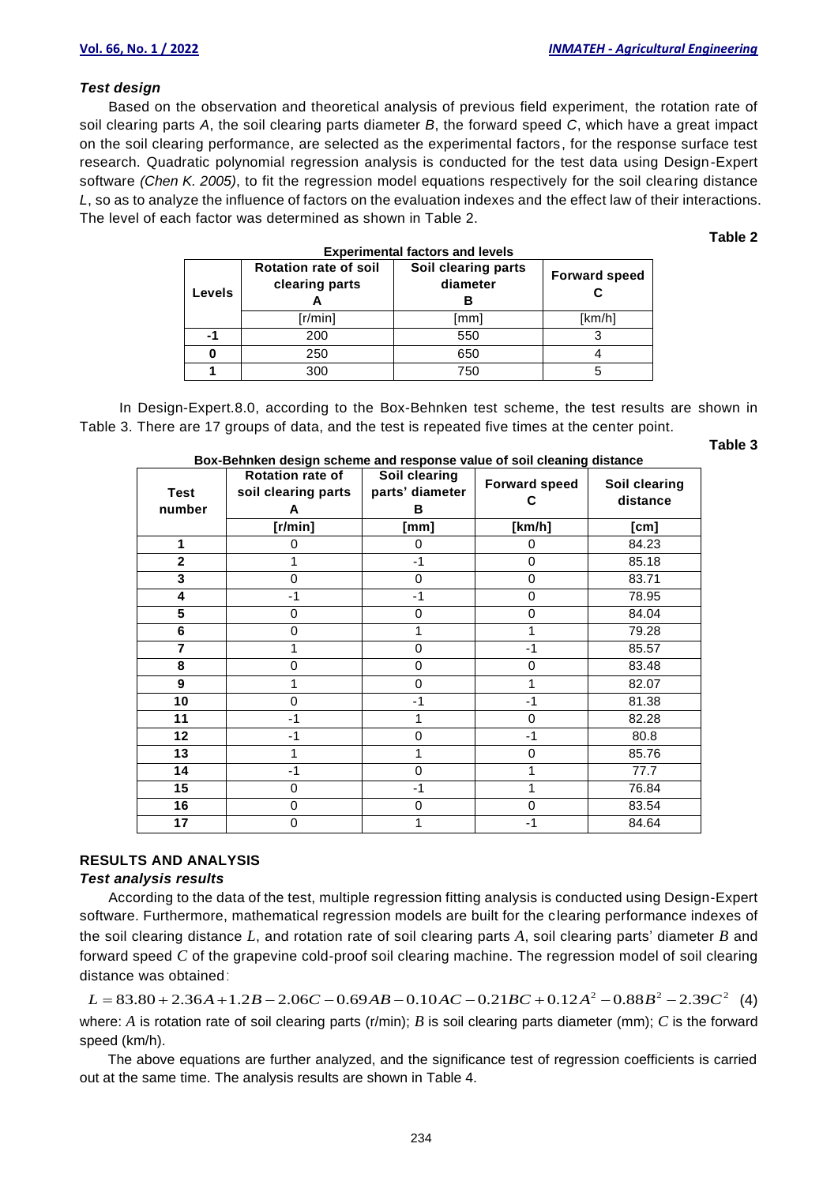### *Test design*

Based on the observation and theoretical analysis of previous field experiment, the rotation rate of soil clearing parts *A*, the soil clearing parts diameter *B*, the forward speed *C*, which have a great impact on the soil clearing performance, are selected as the experimental factors, for the response surface test research. Quadratic polynomial regression analysis is conducted for the test data using Design-Expert software *(Chen K. 2005)*, to fit the regression model equations respectively for the soil clearing distance *L*, so as to analyze the influence of factors on the evaluation indexes and the effect law of their interactions. The level of each factor was determined as shown in Table 2.

**Table 2**

**Experimental factors and levels**

| Levels | Rotation rate of soil clearing parts A | Soil clearing parts diameter B | Forward speed C |
|---|---|---|---|
| | [r/min] | [mm] | [km/h] |
| **-1** | 200 | 550 | 3 |
| **0** | 250 | 650 | 4 |
| **1** | 300 | 750 | 5 |

In Design-Expert.8.0, according to the Box-Behnken test scheme, the test results are shown in Table 3. There are 17 groups of data, and the test is repeated five times at the center point.

**Table 3**

**Box-Behnken design scheme and response value of soil cleaning distance**

| Test number | Rotation rate of soil clearing parts A | Soil clearing parts' diameter B | Forward speed C | Soil clearing distance |
|---|---|---|---|---|
| | [r/min] | [mm] | [km/h] | [cm] |
| **1** | 0 | 0 | 0 | 84.23 |
| **2** | 1 | -1 | 0 | 85.18 |
| **3** | 0 | 0 | 0 | 83.71 |
| **4** | -1 | -1 | 0 | 78.95 |
| **5** | 0 | 0 | 0 | 84.04 |
| **6** | 0 | 1 | 1 | 79.28 |
| **7** | 1 | 0 | -1 | 85.57 |
| **8** | 0 | 0 | 0 | 83.48 |
| **9** | 1 | 0 | 1 | 82.07 |
| **10** | 0 | -1 | -1 | 81.38 |
| **11** | -1 | 1 | 0 | 82.28 |
| **12** | -1 | 0 | -1 | 80.8 |
| **13** | 1 | 1 | 0 | 85.76 |
| **14** | -1 | 0 | 1 | 77.7 |
| **15** | 0 | -1 | 1 | 76.84 |
| **16** | 0 | 0 | 0 | 83.54 |
| **17** | 0 | 1 | -1 | 84.64 |

## RESULTS AND ANALYSIS

### *Test analysis results*

According to the data of the test, multiple regression fitting analysis is conducted using Design-Expert software. Furthermore, mathematical regression models are built for the clearing performance indexes of the soil clearing distance $L$, and rotation rate of soil clearing parts $A$, soil clearing parts' diameter $B$ and forward speed $C$ of the grapevine cold-proof soil clearing machine. The regression model of soil clearing distance was obtained:

$$L = 83.80 + 2.36A + 1.2B - 2.06C - 0.69AB - 0.10AC - 0.21BC + 0.12A^2 - 0.88B^2 - 2.39C^2 \quad (4)$$

where: $A$ is rotation rate of soil clearing parts (r/min); $B$ is soil clearing parts diameter (mm); $C$ is the forward speed (km/h).

The above equations are further analyzed, and the significance test of regression coefficients is carried out at the same time. The analysis results are shown in Table 4.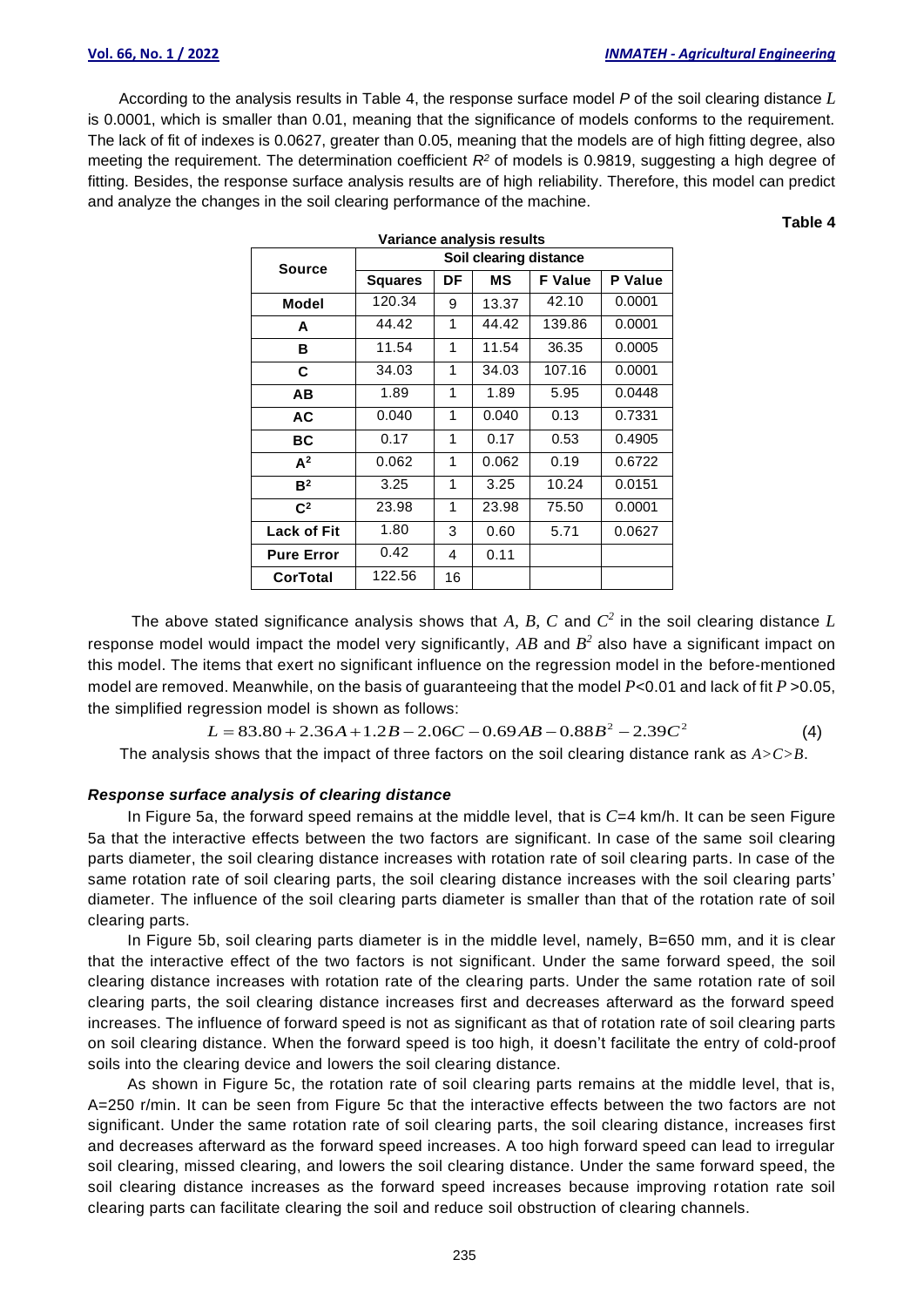According to the analysis results in Table 4, the response surface model *P* of the soil clearing distance $L$ is 0.0001, which is smaller than 0.01, meaning that the significance of models conforms to the requirement. The lack of fit of indexes is 0.0627, greater than 0.05, meaning that the models are of high fitting degree, also meeting the requirement. The determination coefficient $R^2$ of models is 0.9819, suggesting a high degree of fitting. Besides, the response surface analysis results are of high reliability. Therefore, this model can predict and analyze the changes in the soil clearing performance of the machine.

**Table 4**

**Variance analysis results**

| Source | Soil clearing distance | | | | |
|---|---|---|---|---|---|
| | **Squares** | **DF** | **MS** | **F Value** | **P Value** |
| **Model** | 120.34 | 9 | 13.37 | 42.10 | 0.0001 |
| **A** | 44.42 | 1 | 44.42 | 139.86 | 0.0001 |
| **B** | 11.54 | 1 | 11.54 | 36.35 | 0.0005 |
| **C** | 34.03 | 1 | 34.03 | 107.16 | 0.0001 |
| **AB** | 1.89 | 1 | 1.89 | 5.95 | 0.0448 |
| **AC** | 0.040 | 1 | 0.040 | 0.13 | 0.7331 |
| **BC** | 0.17 | 1 | 0.17 | 0.53 | 0.4905 |
| **$A^2$** | 0.062 | 1 | 0.062 | 0.19 | 0.6722 |
| **$B^2$** | 3.25 | 1 | 3.25 | 10.24 | 0.0151 |
| **$C^2$** | 23.98 | 1 | 23.98 | 75.50 | 0.0001 |
| **Lack of Fit** | 1.80 | 3 | 0.60 | 5.71 | 0.0627 |
| **Pure Error** | 0.42 | 4 | 0.11 | | |
| **CorTotal** | 122.56 | 16 | | | |

The above stated significance analysis shows that $A$, $B$, $C$ and $C^2$ in the soil clearing distance $L$ response model would impact the model very significantly, $AB$ and $B^2$ also have a significant impact on this model. The items that exert no significant influence on the regression model in the before-mentioned model are removed. Meanwhile, on the basis of guaranteeing that the model $P$<0.01 and lack of fit $P$ >0.05, the simplified regression model is shown as follows:

$$L = 83.80 + 2.36A + 1.2B - 2.06C - 0.69AB - 0.88B^2 - 2.39C^2 \tag{4}$$

The analysis shows that the impact of three factors on the soil clearing distance rank as $A$>$C$>$B$.

### *Response surface analysis of clearing distance*

In Figure 5a, the forward speed remains at the middle level, that is *C*=4 km/h. It can be seen Figure 5a that the interactive effects between the two factors are significant. In case of the same soil clearing parts diameter, the soil clearing distance increases with rotation rate of soil clearing parts. In case of the same rotation rate of soil clearing parts, the soil clearing distance increases with the soil clearing parts' diameter. The influence of the soil clearing parts diameter is smaller than that of the rotation rate of soil clearing parts.

In Figure 5b, soil clearing parts diameter is in the middle level, namely, B=650 mm, and it is clear that the interactive effect of the two factors is not significant. Under the same forward speed, the soil clearing distance increases with rotation rate of the clearing parts. Under the same rotation rate of soil clearing parts, the soil clearing distance increases first and decreases afterward as the forward speed increases. The influence of forward speed is not as significant as that of rotation rate of soil clearing parts on soil clearing distance. When the forward speed is too high, it doesn't facilitate the entry of cold-proof soils into the clearing device and lowers the soil clearing distance.

As shown in Figure 5c, the rotation rate of soil clearing parts remains at the middle level, that is, A=250 r/min. It can be seen from Figure 5c that the interactive effects between the two factors are not significant. Under the same rotation rate of soil clearing parts, the soil clearing distance, increases first and decreases afterward as the forward speed increases. A too high forward speed can lead to irregular soil clearing, missed clearing, and lowers the soil clearing distance. Under the same forward speed, the soil clearing distance increases as the forward speed increases because improving rotation rate soil clearing parts can facilitate clearing the soil and reduce soil obstruction of clearing channels.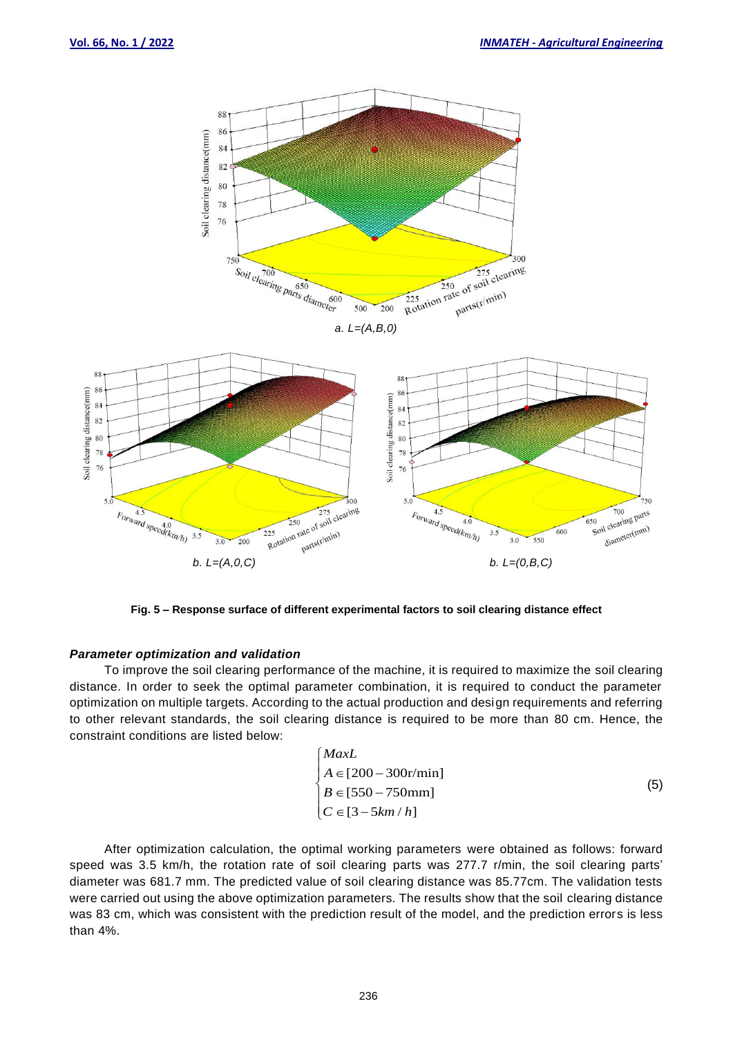a. L=(A,B,0)

b. L=(A,0,C)

b. L=(0,B,C)

**Fig. 5 – Response surface of different experimental factors to soil clearing distance effect**

### *Parameter optimization and validation*

To improve the soil clearing performance of the machine, it is required to maximize the soil clearing distance. In order to seek the optimal parameter combination, it is required to conduct the parameter optimization on multiple targets. According to the actual production and design requirements and referring to other relevant standards, the soil clearing distance is required to be more than 80 cm. Hence, the constraint conditions are listed below:

$$\begin{cases} MaxL \\ A \in [200-300\text{r/min}] \\ B \in [550-750\text{mm}] \\ C \in [3-5km/h] \end{cases} \tag{5}$$

After optimization calculation, the optimal working parameters were obtained as follows: forward speed was 3.5 km/h, the rotation rate of soil clearing parts was 277.7 r/min, the soil clearing parts' diameter was 681.7 mm. The predicted value of soil clearing distance was 85.77cm. The validation tests were carried out using the above optimization parameters. The results show that the soil clearing distance was 83 cm, which was consistent with the prediction result of the model, and the prediction errors is less than 4%.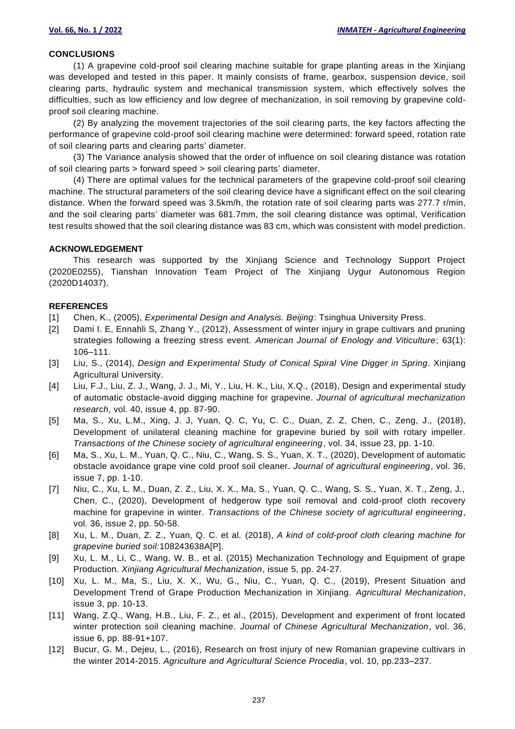## CONCLUSIONS

(1) A grapevine cold-proof soil clearing machine suitable for grape planting areas in the Xinjiang was developed and tested in this paper. It mainly consists of frame, gearbox, suspension device, soil clearing parts, hydraulic system and mechanical transmission system, which effectively solves the difficulties, such as low efficiency and low degree of mechanization, in soil removing by grapevine cold-proof soil clearing machine.

(2) By analyzing the movement trajectories of the soil clearing parts, the key factors affecting the performance of grapevine cold-proof soil clearing machine were determined: forward speed, rotation rate of soil clearing parts and clearing parts' diameter.

(3) The Variance analysis showed that the order of influence on soil clearing distance was rotation of soil clearing parts > forward speed > soil clearing parts' diameter.

(4) There are optimal values for the technical parameters of the grapevine cold-proof soil clearing machine. The structural parameters of the soil clearing device have a significant effect on the soil clearing distance. When the forward speed was 3.5km/h, the rotation rate of soil clearing parts was 277.7 r/min, and the soil clearing parts' diameter was 681.7mm, the soil clearing distance was optimal, Verification test results showed that the soil clearing distance was 83 cm, which was consistent with model prediction.

## ACKNOWLEDGEMENT

This research was supported by the Xinjiang Science and Technology Support Project (2020E0255), Tianshan Innovation Team Project of The Xinjiang Uygur Autonomous Region (2020D14037).

## REFERENCES

[1] Chen, K., (2005), *Experimental Design and Analysis. Beijing*: Tsinghua University Press.

[2] Dami I. E, Ennahli S, Zhang Y., (2012), Assessment of winter injury in grape cultivars and pruning strategies following a freezing stress event. *American Journal of Enology and Viticulture*; 63(1): 106–111.

[3] Liu, S., (2014), *Design and Experimental Study of Conical Spiral Vine Digger in Spring*. Xinjiang Agricultural University.

[4] Liu, F.J., Liu, Z. J., Wang, J. J., Mi, Y., Liu, H. K., Liu, X.Q., (2018), Design and experimental study of automatic obstacle-avoid digging machine for grapevine. *Journal of agricultural mechanization research*, vol. 40, issue 4, pp. 87-90.

[5] Ma, S., Xu, L.M., Xing, J. J, Yuan, Q. C, Yu, C. C., Duan, Z. Z, Chen, C., Zeng, J., (2018), Development of unilateral cleaning machine for grapevine buried by soil with rotary impeller. *Transactions of the Chinese society of agricultural engineering*, vol. 34, issue 23, pp. 1-10.

[6] Ma, S., Xu, L. M., Yuan, Q. C., Niu, C., Wang, S. S., Yuan, X. T., (2020), Development of automatic obstacle avoidance grape vine cold proof soil cleaner. *Journal of agricultural engineering*, vol. 36, issue 7, pp. 1-10.

[7] Niu, C., Xu, L. M., Duan, Z. Z., Liu, X. X., Ma, S., Yuan, Q. C., Wang, S. S., Yuan, X. T., Zeng, J., Chen, C., (2020), Development of hedgerow type soil removal and cold-proof cloth recovery machine for grapevine in winter. *Transactions of the Chinese society of agricultural engineering*, vol. 36, issue 2, pp. 50-58.

[8] Xu, L. M., Duan, Z. Z., Yuan, Q. C. et al. (2018), *A kind of cold-proof cloth clearing machine for grapevine buried soil:*108243638A[P].

[9] Xu, L. M., Li, C., Wang, W. B., et al. (2015) Mechanization Technology and Equipment of grape Production. *Xinjiang Agricultural Mechanization*, issue 5, pp. 24-27.

[10] Xu, L. M., Ma, S., Liu, X. X., Wu, G., Niu, C., Yuan, Q. C., (2019), Present Situation and Development Trend of Grape Production Mechanization in Xinjiang. *Agricultural Mechanization*, issue 3, pp. 10-13.

[11] Wang, Z.Q., Wang, H.B., Liu, F. Z., et al., (2015), Development and experiment of front located winter protection soil cleaning machine. *Journal of Chinese Agricultural Mechanization*, vol. 36, issue 6, pp. 88-91+107.

[12] Bucur, G. M., Dejeu, L., (2016), Research on frost injury of new Romanian grapevine cultivars in the winter 2014-2015. *Agriculture and Agricultural Science Procedia*, vol. 10, pp.233–237.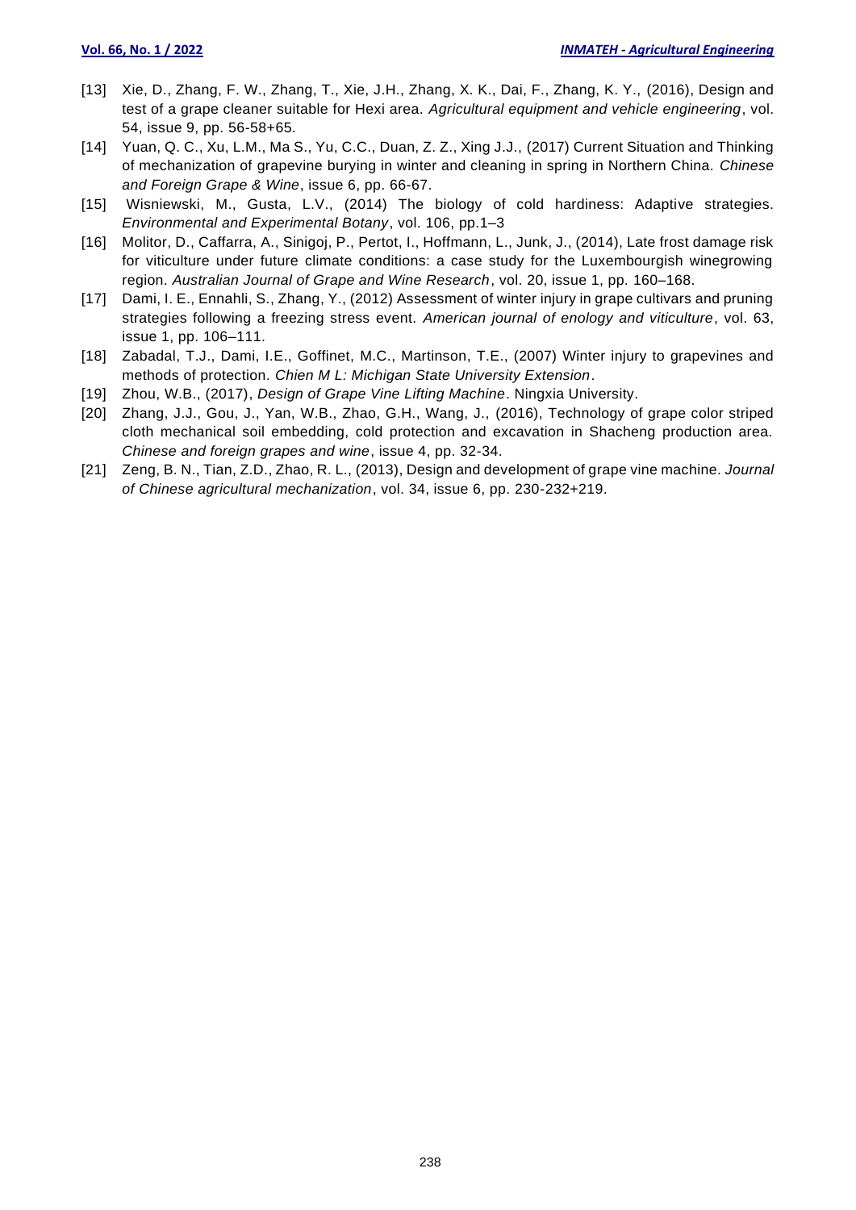[13] Xie, D., Zhang, F. W., Zhang, T., Xie, J.H., Zhang, X. K., Dai, F., Zhang, K. Y., (2016), Design and test of a grape cleaner suitable for Hexi area. *Agricultural equipment and vehicle engineering*, vol. 54, issue 9, pp. 56-58+65.

[14] Yuan, Q. C., Xu, L.M., Ma S., Yu, C.C., Duan, Z. Z., Xing J.J., (2017) Current Situation and Thinking of mechanization of grapevine burying in winter and cleaning in spring in Northern China. *Chinese and Foreign Grape & Wine*, issue 6, pp. 66-67.

[15] Wisniewski, M., Gusta, L.V., (2014) The biology of cold hardiness: Adaptive strategies. *Environmental and Experimental Botany*, vol. 106, pp.1–3

[16] Molitor, D., Caffarra, A., Sinigoj, P., Pertot, I., Hoffmann, L., Junk, J., (2014), Late frost damage risk for viticulture under future climate conditions: a case study for the Luxembourgish winegrowing region. *Australian Journal of Grape and Wine Research*, vol. 20, issue 1, pp. 160–168.

[17] Dami, I. E., Ennahli, S., Zhang, Y., (2012) Assessment of winter injury in grape cultivars and pruning strategies following a freezing stress event. *American journal of enology and viticulture*, vol. 63, issue 1, pp. 106–111.

[18] Zabadal, T.J., Dami, I.E., Goffinet, M.C., Martinson, T.E., (2007) Winter injury to grapevines and methods of protection. *Chien M L: Michigan State University Extension*.

[19] Zhou, W.B., (2017), *Design of Grape Vine Lifting Machine*. Ningxia University.

[20] Zhang, J.J., Gou, J., Yan, W.B., Zhao, G.H., Wang, J., (2016), Technology of grape color striped cloth mechanical soil embedding, cold protection and excavation in Shacheng production area. *Chinese and foreign grapes and wine*, issue 4, pp. 32-34.

[21] Zeng, B. N., Tian, Z.D., Zhao, R. L., (2013), Design and development of grape vine machine. *Journal of Chinese agricultural mechanization*, vol. 34, issue 6, pp. 230-232+219.